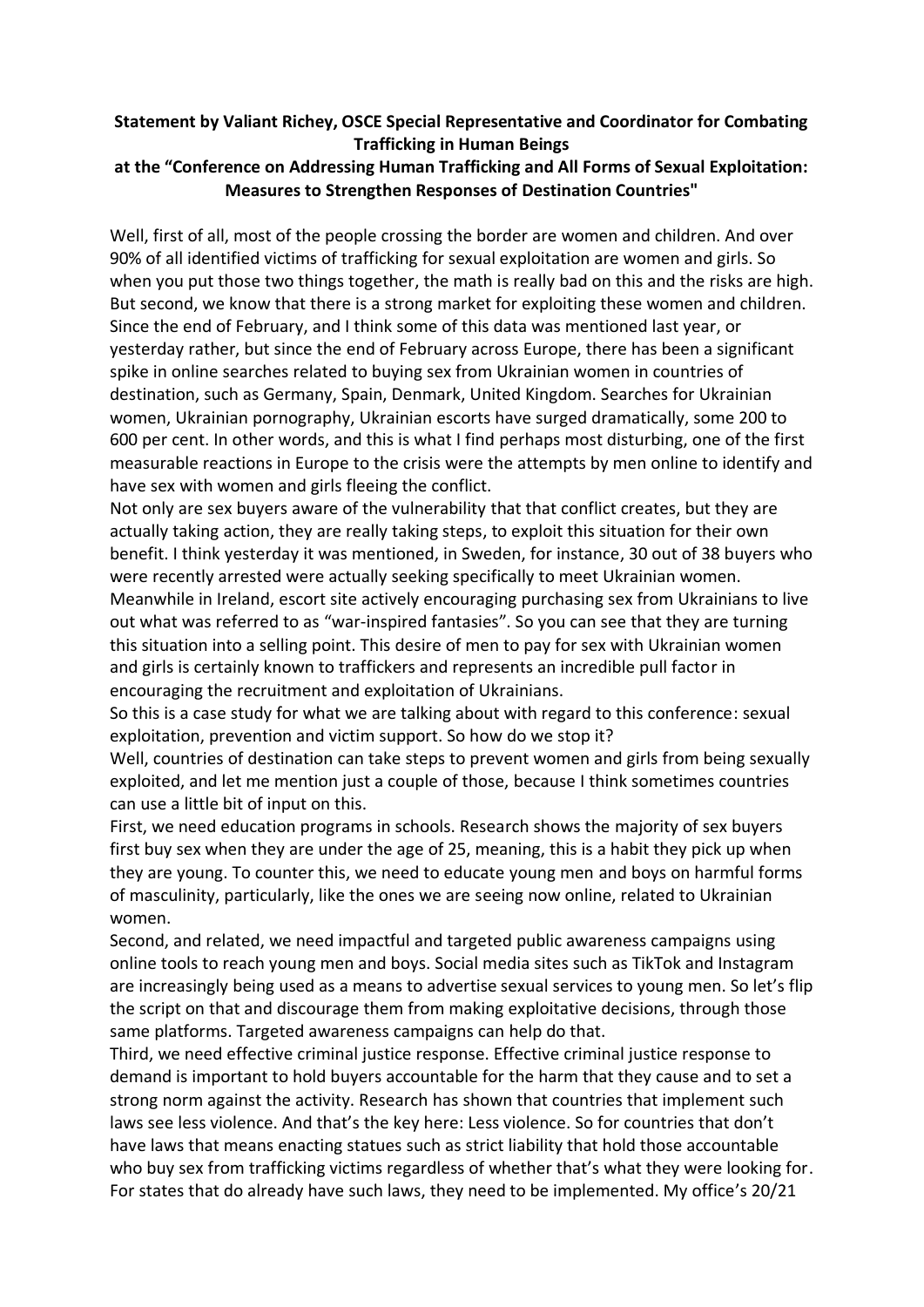**Statement by Valiant Richey, OSCE Special Representative and Coordinator for Combating Trafficking in Human Beings at the "Conference on Addressing Human Trafficking and All Forms of Sexual Exploitation: Measures to Strengthen Responses of Destination Countries"**

Well, first of all, most of the people crossing the border are women and children. And over 90% of all identified victims of trafficking for sexual exploitation are women and girls. So when you put those two things together, the math is really bad on this and the risks are high. But second, we know that there is a strong market for exploiting these women and children. Since the end of February, and I think some of this data was mentioned last year, or yesterday rather, but since the end of February across Europe, there has been a significant spike in online searches related to buying sex from Ukrainian women in countries of destination, such as Germany, Spain, Denmark, United Kingdom. Searches for Ukrainian women, Ukrainian pornography, Ukrainian escorts have surged dramatically, some 200 to 600 per cent. In other words, and this is what I find perhaps most disturbing, one of the first measurable reactions in Europe to the crisis were the attempts by men online to identify and have sex with women and girls fleeing the conflict.

Not only are sex buyers aware of the vulnerability that that conflict creates, but they are actually taking action, they are really taking steps, to exploit this situation for their own benefit. I think yesterday it was mentioned, in Sweden, for instance, 30 out of 38 buyers who were recently arrested were actually seeking specifically to meet Ukrainian women. Meanwhile in Ireland, escort site actively encouraging purchasing sex from Ukrainians to live out what was referred to as "war-inspired fantasies". So you can see that they are turning this situation into a selling point. This desire of men to pay for sex with Ukrainian women and girls is certainly known to traffickers and represents an incredible pull factor in encouraging the recruitment and exploitation of Ukrainians.

So this is a case study for what we are talking about with regard to this conference: sexual exploitation, prevention and victim support. So how do we stop it?

Well, countries of destination can take steps to prevent women and girls from being sexually exploited, and let me mention just a couple of those, because I think sometimes countries can use a little bit of input on this.

First, we need education programs in schools. Research shows the majority of sex buyers first buy sex when they are under the age of 25, meaning, this is a habit they pick up when they are young. To counter this, we need to educate young men and boys on harmful forms of masculinity, particularly, like the ones we are seeing now online, related to Ukrainian women.

Second, and related, we need impactful and targeted public awareness campaigns using online tools to reach young men and boys. Social media sites such as TikTok and Instagram are increasingly being used as a means to advertise sexual services to young men. So let's flip the script on that and discourage them from making exploitative decisions, through those same platforms. Targeted awareness campaigns can help do that.

Third, we need effective criminal justice response. Effective criminal justice response to demand is important to hold buyers accountable for the harm that they cause and to set a strong norm against the activity. Research has shown that countries that implement such laws see less violence. And that's the key here: Less violence. So for countries that don't have laws that means enacting statues such as strict liability that hold those accountable who buy sex from trafficking victims regardless of whether that's what they were looking for. For states that do already have such laws, they need to be implemented. My office's 20/21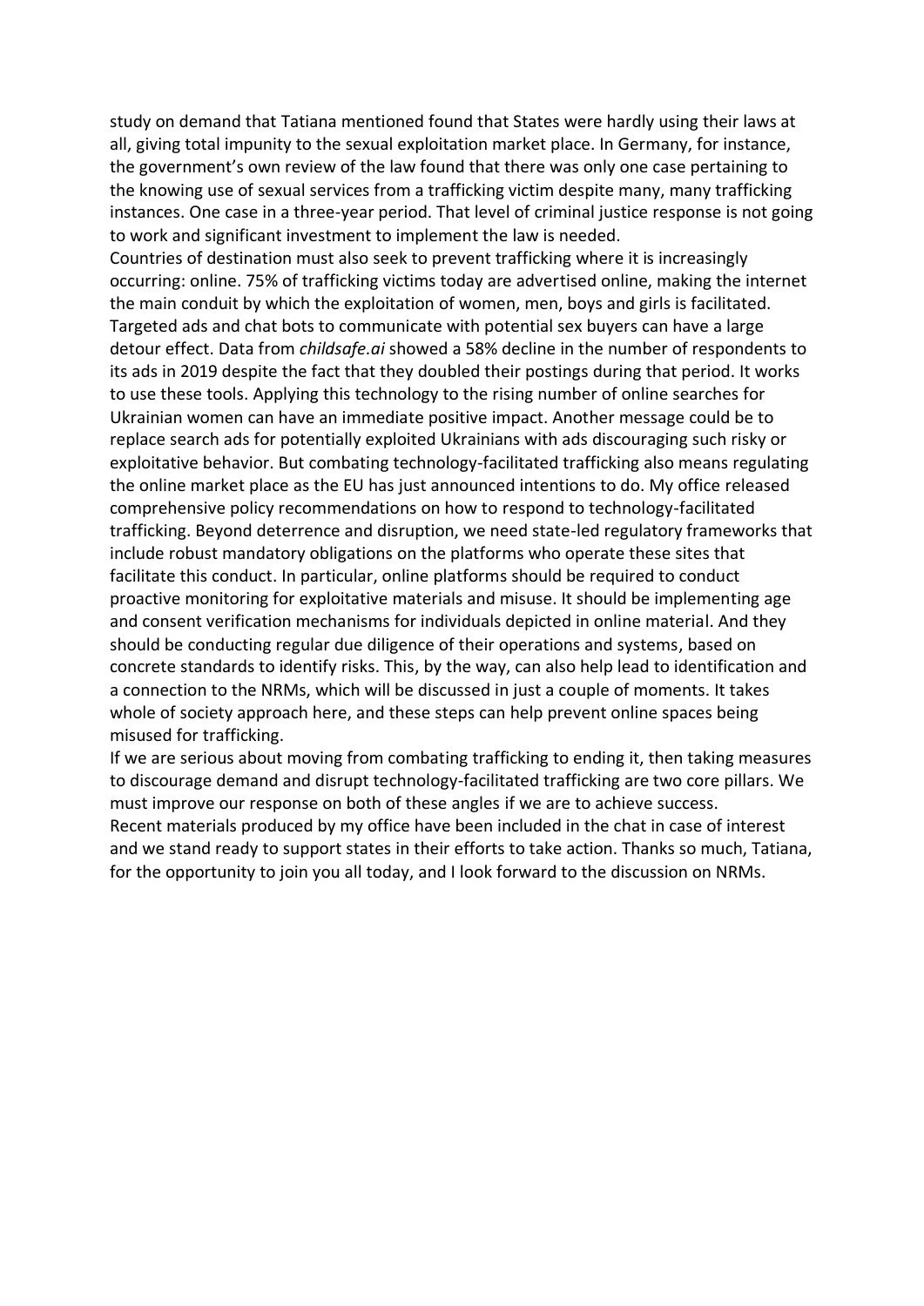study on demand that Tatiana mentioned found that States were hardly using their laws at all, giving total impunity to the sexual exploitation market place. In Germany, for instance, the government's own review of the law found that there was only one case pertaining to the knowing use of sexual services from a trafficking victim despite many, many trafficking instances. One case in a three-year period. That level of criminal justice response is not going to work and significant investment to implement the law is needed.

Countries of destination must also seek to prevent trafficking where it is increasingly occurring: online. 75% of trafficking victims today are advertised online, making the internet the main conduit by which the exploitation of women, men, boys and girls is facilitated. Targeted ads and chat bots to communicate with potential sex buyers can have a large detour effect. Data from *childsafe.ai* showed a 58% decline in the number of respondents to its ads in 2019 despite the fact that they doubled their postings during that period. It works to use these tools. Applying this technology to the rising number of online searches for Ukrainian women can have an immediate positive impact. Another message could be to replace search ads for potentially exploited Ukrainians with ads discouraging such risky or exploitative behavior. But combating technology-facilitated trafficking also means regulating the online market place as the EU has just announced intentions to do. My office released comprehensive policy recommendations on how to respond to technology-facilitated trafficking. Beyond deterrence and disruption, we need state-led regulatory frameworks that include robust mandatory obligations on the platforms who operate these sites that facilitate this conduct. In particular, online platforms should be required to conduct proactive monitoring for exploitative materials and misuse. It should be implementing age and consent verification mechanisms for individuals depicted in online material. And they should be conducting regular due diligence of their operations and systems, based on concrete standards to identify risks. This, by the way, can also help lead to identification and a connection to the NRMs, which will be discussed in just a couple of moments. It takes whole of society approach here, and these steps can help prevent online spaces being misused for trafficking.

If we are serious about moving from combating trafficking to ending it, then taking measures to discourage demand and disrupt technology-facilitated trafficking are two core pillars. We must improve our response on both of these angles if we are to achieve success.

Recent materials produced by my office have been included in the chat in case of interest and we stand ready to support states in their efforts to take action. Thanks so much, Tatiana, for the opportunity to join you all today, and I look forward to the discussion on NRMs.